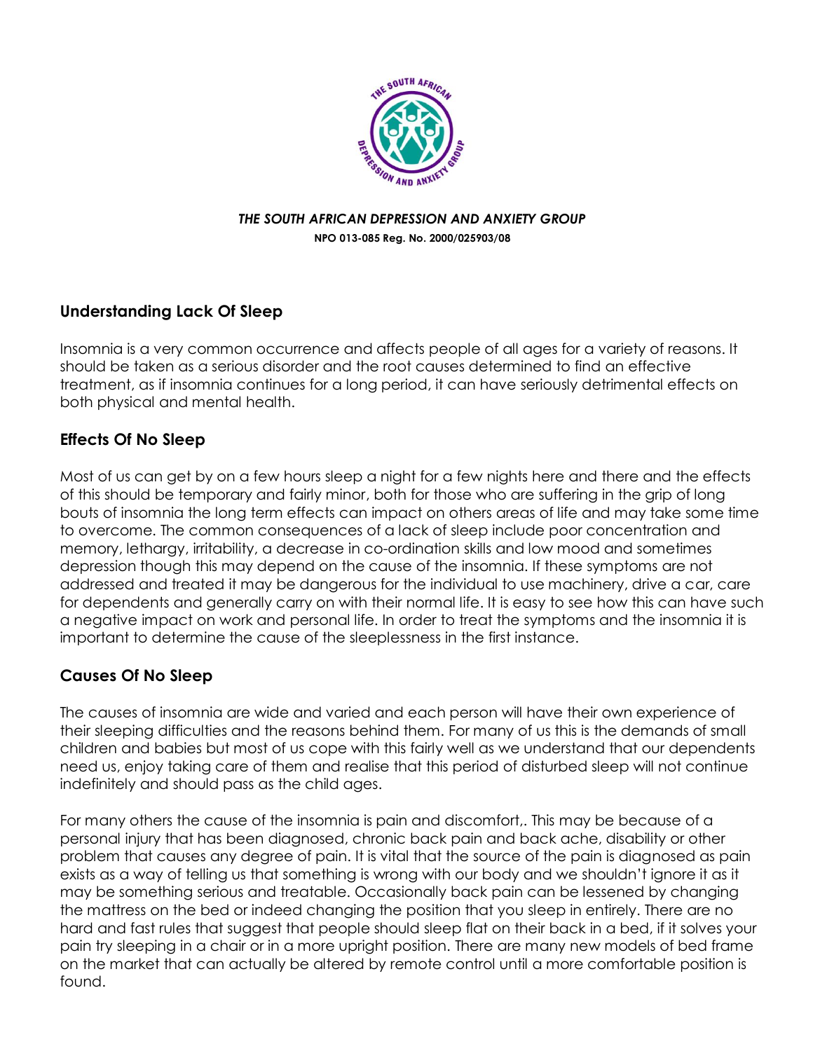***THE SOUTH AFRICAN DEPRESSION AND ANXIETY GROUP***

**NPO 013-085 Reg. No. 2000/025903/08**

## Understanding Lack Of Sleep

Insomnia is a very common occurrence and affects people of all ages for a variety of reasons. It should be taken as a serious disorder and the root causes determined to find an effective treatment, as if insomnia continues for a long period, it can have seriously detrimental effects on both physical and mental health.

## Effects Of No Sleep

Most of us can get by on a few hours sleep a night for a few nights here and there and the effects of this should be temporary and fairly minor, both for those who are suffering in the grip of long bouts of insomnia the long term effects can impact on others areas of life and may take some time to overcome. The common consequences of a lack of sleep include poor concentration and memory, lethargy, irritability, a decrease in co-ordination skills and low mood and sometimes depression though this may depend on the cause of the insomnia. If these symptoms are not addressed and treated it may be dangerous for the individual to use machinery, drive a car, care for dependents and generally carry on with their normal life. It is easy to see how this can have such a negative impact on work and personal life. In order to treat the symptoms and the insomnia it is important to determine the cause of the sleeplessness in the first instance.

## Causes Of No Sleep

The causes of insomnia are wide and varied and each person will have their own experience of their sleeping difficulties and the reasons behind them. For many of us this is the demands of small children and babies but most of us cope with this fairly well as we understand that our dependents need us, enjoy taking care of them and realise that this period of disturbed sleep will not continue indefinitely and should pass as the child ages.

For many others the cause of the insomnia is pain and discomfort,. This may be because of a personal injury that has been diagnosed, chronic back pain and back ache, disability or other problem that causes any degree of pain. It is vital that the source of the pain is diagnosed as pain exists as a way of telling us that something is wrong with our body and we shouldn't ignore it as it may be something serious and treatable. Occasionally back pain can be lessened by changing the mattress on the bed or indeed changing the position that you sleep in entirely. There are no hard and fast rules that suggest that people should sleep flat on their back in a bed, if it solves your pain try sleeping in a chair or in a more upright position. There are many new models of bed frame on the market that can actually be altered by remote control until a more comfortable position is found.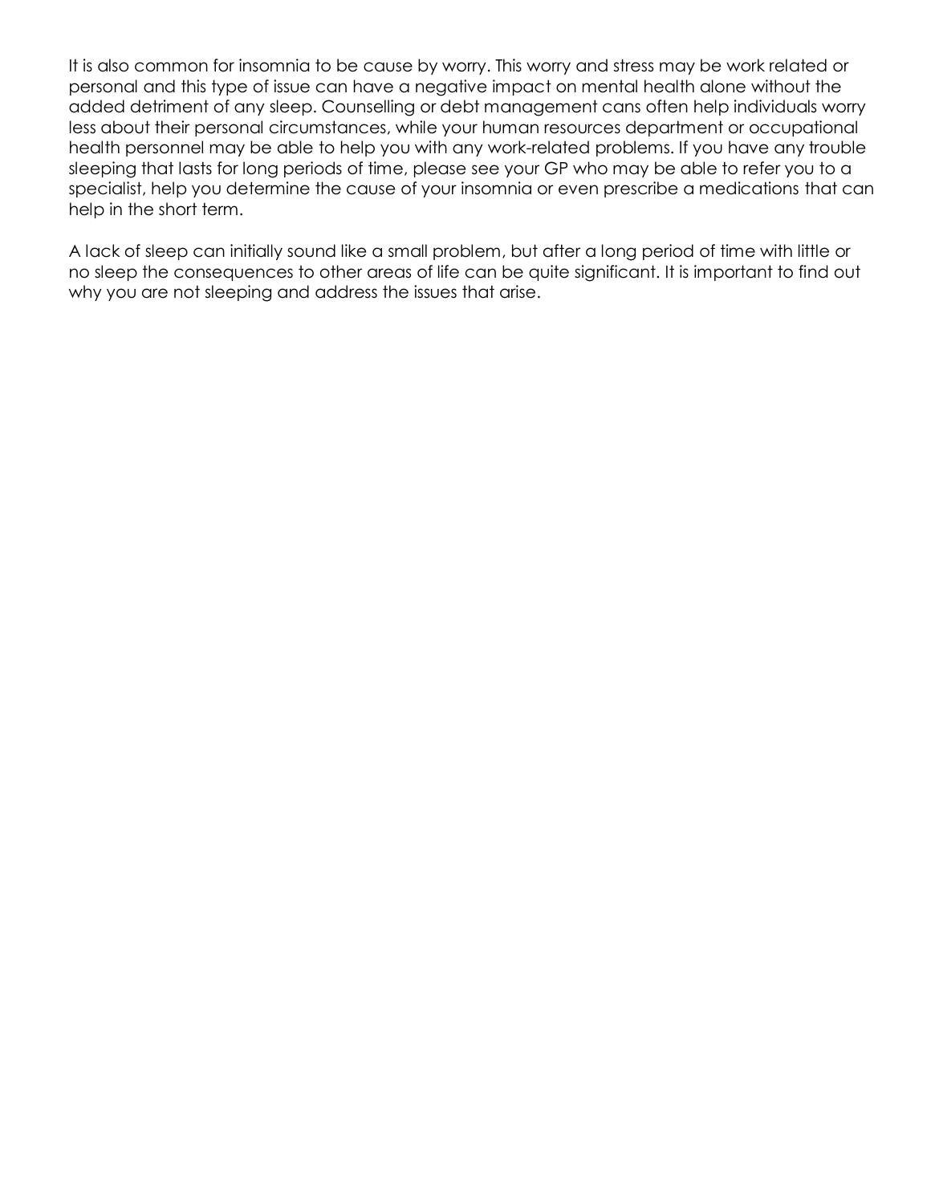It is also common for insomnia to be cause by worry. This worry and stress may be work related or personal and this type of issue can have a negative impact on mental health alone without the added detriment of any sleep. Counselling or debt management cans often help individuals worry less about their personal circumstances, while your human resources department or occupational health personnel may be able to help you with any work-related problems. If you have any trouble sleeping that lasts for long periods of time, please see your GP who may be able to refer you to a specialist, help you determine the cause of your insomnia or even prescribe a medications that can help in the short term.

A lack of sleep can initially sound like a small problem, but after a long period of time with little or no sleep the consequences to other areas of life can be quite significant. It is important to find out why you are not sleeping and address the issues that arise.